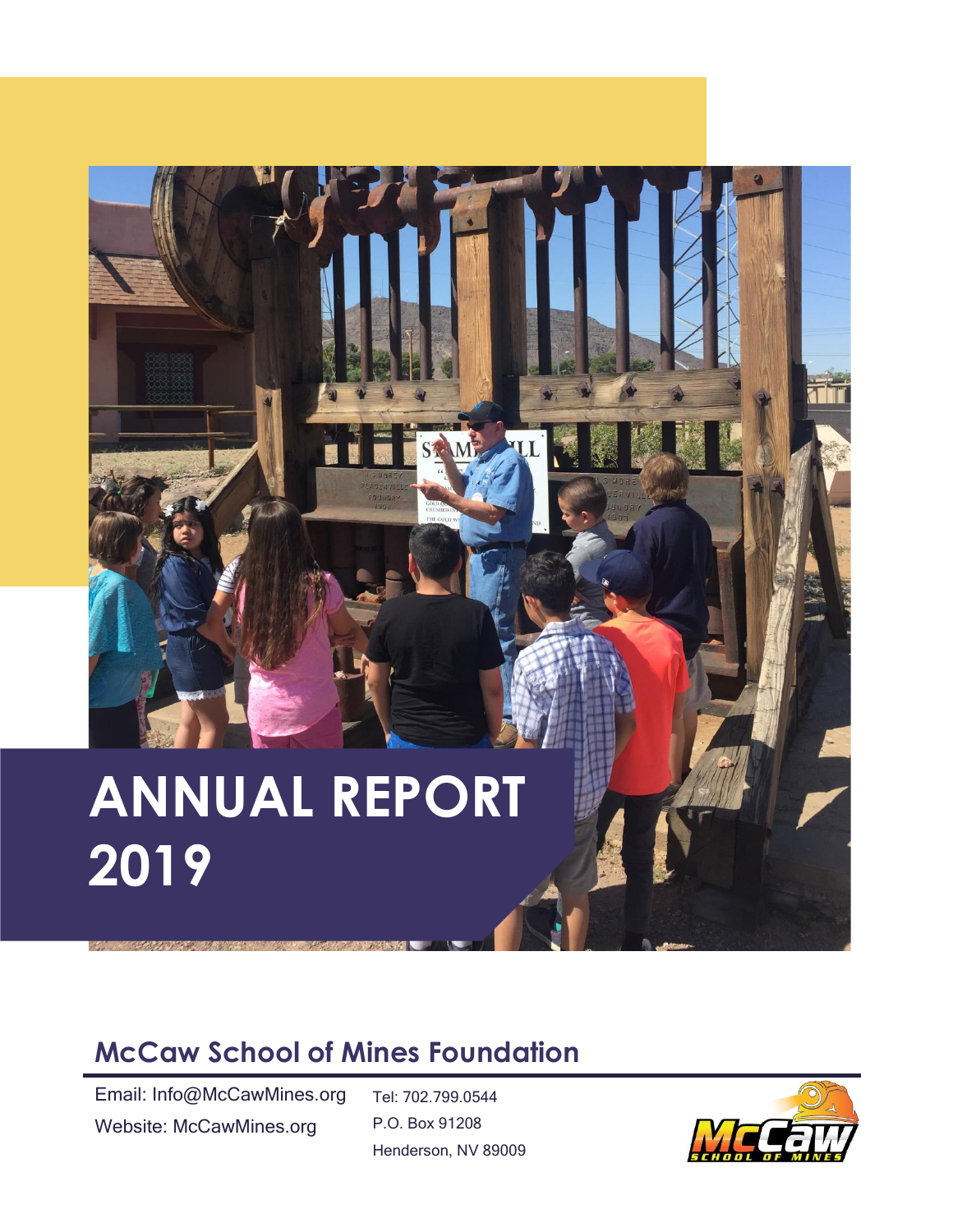# ANNUAL REPORT 2019

## McCaw School of Mines Foundation

Email: Info@McCawMines.org
Website: McCawMines.org

Tel: 702.799.0544
P.O. Box 91208
Henderson, NV 89009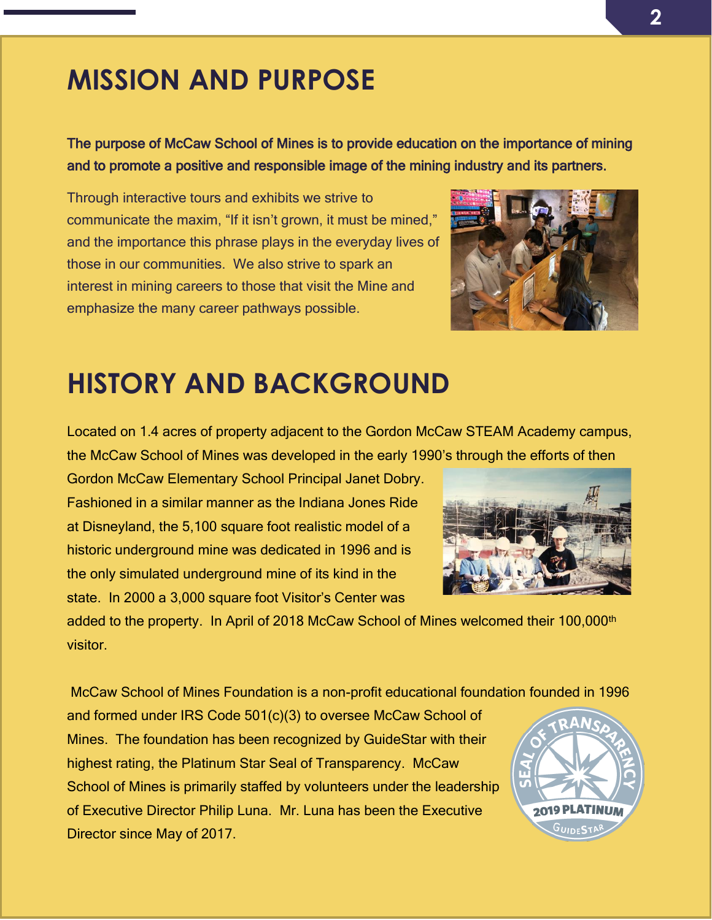# MISSION AND PURPOSE

**The purpose of McCaw School of Mines is to provide education on the importance of mining and to promote a positive and responsible image of the mining industry and its partners.**

Through interactive tours and exhibits we strive to communicate the maxim, "If it isn't grown, it must be mined," and the importance this phrase plays in the everyday lives of those in our communities. We also strive to spark an interest in mining careers to those that visit the Mine and emphasize the many career pathways possible.

# HISTORY AND BACKGROUND

Located on 1.4 acres of property adjacent to the Gordon McCaw STEAM Academy campus, the McCaw School of Mines was developed in the early 1990's through the efforts of then Gordon McCaw Elementary School Principal Janet Dobry. Fashioned in a similar manner as the Indiana Jones Ride at Disneyland, the 5,100 square foot realistic model of a historic underground mine was dedicated in 1996 and is the only simulated underground mine of its kind in the state. In 2000 a 3,000 square foot Visitor's Center was added to the property. In April of 2018 McCaw School of Mines welcomed their 100,000th visitor.

McCaw School of Mines Foundation is a non-profit educational foundation founded in 1996 and formed under IRS Code 501(c)(3) to oversee McCaw School of Mines. The foundation has been recognized by GuideStar with their highest rating, the Platinum Star Seal of Transparency. McCaw School of Mines is primarily staffed by volunteers under the leadership of Executive Director Philip Luna. Mr. Luna has been the Executive Director since May of 2017.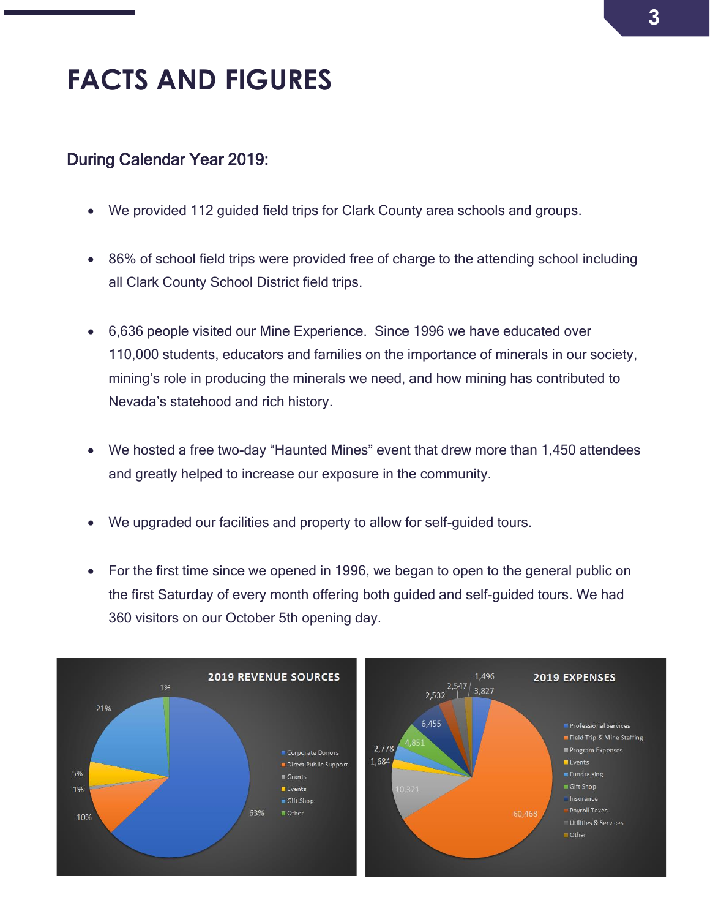# FACTS AND FIGURES

## During Calendar Year 2019:

- We provided 112 guided field trips for Clark County area schools and groups.
- 86% of school field trips were provided free of charge to the attending school including all Clark County School District field trips.
- 6,636 people visited our Mine Experience. Since 1996 we have educated over 110,000 students, educators and families on the importance of minerals in our society, mining's role in producing the minerals we need, and how mining has contributed to Nevada's statehood and rich history.
- We hosted a free two-day "Haunted Mines" event that drew more than 1,450 attendees and greatly helped to increase our exposure in the community.
- We upgraded our facilities and property to allow for self-guided tours.
- For the first time since we opened in 1996, we began to open to the general public on the first Saturday of every month offering both guided and self-guided tours. We had 360 visitors on our October 5th opening day.

**2019 REVENUE SOURCES**

| Source | Share |
|---|---|
| Corporate Donors | 63% |
| Direct Public Support | 10% |
| Grants | 1% |
| Events | 5% |
| Gift Shop | 21% |
| Other | 1% |

**2019 EXPENSES**

| Category | Amount |
|---|---|
| Professional Services | 3,827 |
| Field Trip & Mine Staffing | 60,468 |
| Program Expenses | 10,321 |
| Events | 1,684 |
| Fundraising | 2,778 |
| Gift Shop | 4,851 |
| Insurance | 6,455 |
| Payroll Taxes | 2,532 |
| Utilities & Services | 2,547 |
| Other | 1,496 |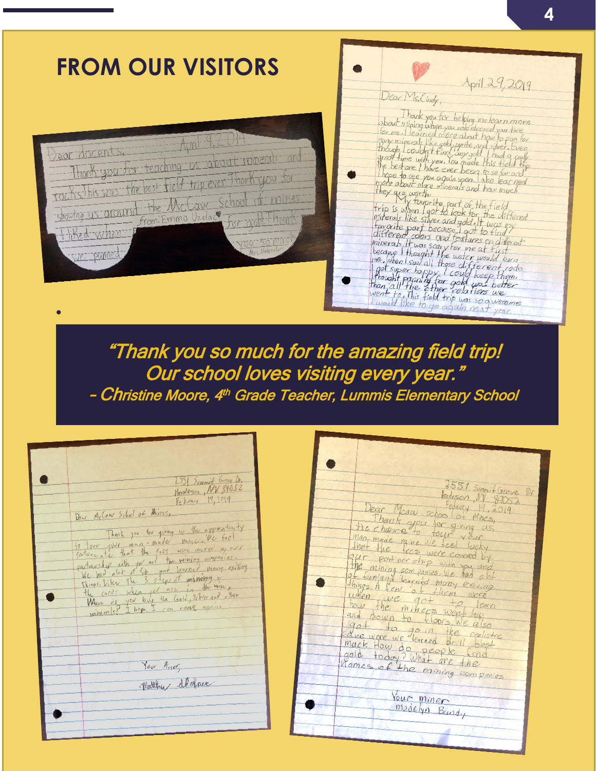# FROM OUR VISITORS

April 9, 2019

Dear docents,

Thank you for teaching us about minerals and rocks. This was the best field trip ever. Thank you for showing us around the McCaw School of mines. I liked when we panned for gold. Thank you so much.

From: Emma Uzelac

Mrs. Holenchuk

April 29, 2019

Dear Ms. Cindy,

Thank you for helping me learn more about mining when you volunteered your time for me. I learned more about how to pan for many minerals like gold, pyrite, and silver. Even though I couldn't find any gold I had a really great time with you. You made this field trip the best one I have ever been to so far and I hope to see you again soon. I also learned more about more minerals and how much they are worth.

My favorite part of the field trip is when I got to look for the differend minerals like silver and gold. It was my favorite part because I got to find different colors and features on different minerals. It was scary for me at first because I thought the water would burn me. When I saw all those different rocks I got super happy. I could keep them. I thought panning for gold was better than all the other rotations we went to. This field trip was so awesome I would like to go again next year.

*"Thank you so much for the amazing field trip! Our school loves visiting every year."*
*- Christine Moore, 4th Grade Teacher, Lummis Elementary School*

2551 Summit Grove Dr.
Henderson, NV 89052
February 19, 2019

Dear McCaw School of Mines,

Thank you for giving us the opportunity to tour your man-made mine. We feel fortunate that the fees were covered by our partnership with you and the mining companies. We had alot of fun and learned many exciting things, like the 3 steps of mining, the carts when you are in the mine, Where do you buy the Gold, Silver and other minerals? I hope I can come again.

Your Miner,
Matthew

2551 Summit Grove Dr
Henderson, NV 89052
Febuary 19, 2019

Dear Mcaw school of Mines,

Thank you for giving us the chance to tour your man-made mine. We feel lucky that the fees were covered by our partnership with you and the mining companies. We had alot of fun and learned many exiting things. A few of them were when we got to learn how the miners went up and down to floors. We also got to go in the realistic cave were we learned drill blast mack. How do people find gold today? What are the names of the mining companies

Your miner
Madelyn Bundy